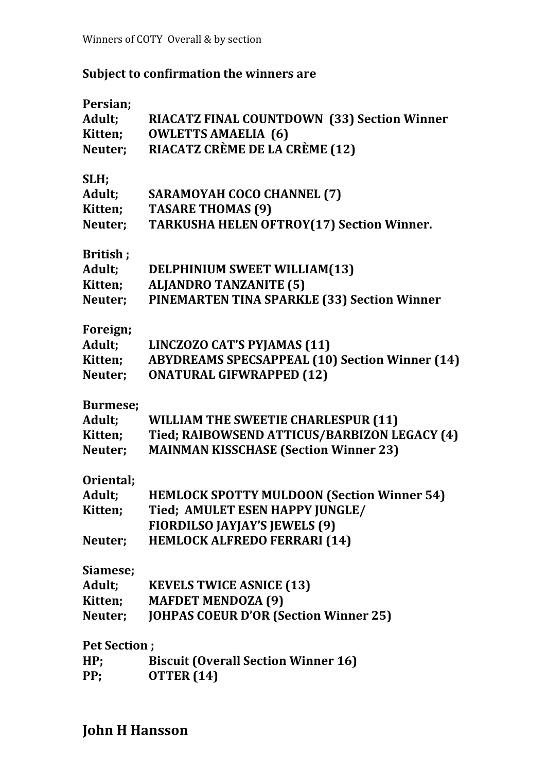Winners of COTY Overall & by section

**Subject to confirmation the winners are**

**Persian;**
**Adult;** **RIACATZ FINAL COUNTDOWN (33) Section Winner**
**Kitten;** **OWLETTS AMAELIA (6)**
**Neuter;** **RIACATZ CRÈME DE LA CRÈME (12)**

**SLH;**
**Adult;** **SARAMOYAH COCO CHANNEL (7)**
**Kitten;** **TASARE THOMAS (9)**
**Neuter;** **TARKUSHA HELEN OFTROY(17) Section Winner.**

**British ;**
**Adult;** **DELPHINIUM SWEET WILLIAM(13)**
**Kitten;** **ALJANDRO TANZANITE (5)**
**Neuter;** **PINEMARTEN TINA SPARKLE (33) Section Winner**

**Foreign;**
**Adult;** **LINCZOZO CAT'S PYJAMAS (11)**
**Kitten;** **ABYDREAMS SPECSAPPEAL (10) Section Winner (14)**
**Neuter;** **ONATURAL GIFWRAPPED (12)**

**Burmese;**
**Adult;** **WILLIAM THE SWEETIE CHARLESPUR (11)**
**Kitten;** **Tied; RAIBOWSEND ATTICUS/BARBIZON LEGACY (4)**
**Neuter;** **MAINMAN KISSCHASE (Section Winner 23)**

**Oriental;**
**Adult;** **HEMLOCK SPOTTY MULDOON (Section Winner 54)**
**Kitten;** **Tied; AMULET ESEN HAPPY JUNGLE/ FIORDILSO JAYJAY'S JEWELS (9)**
**Neuter;** **HEMLOCK ALFREDO FERRARI (14)**

**Siamese;**
**Adult;** **KEVELS TWICE ASNICE (13)**
**Kitten;** **MAFDET MENDOZA (9)**
**Neuter;** **JOHPAS COEUR D'OR (Section Winner 25)**

**Pet Section ;**
**HP;** **Biscuit (Overall Section Winner 16)**
**PP;** **OTTER (14)**

## John H Hansson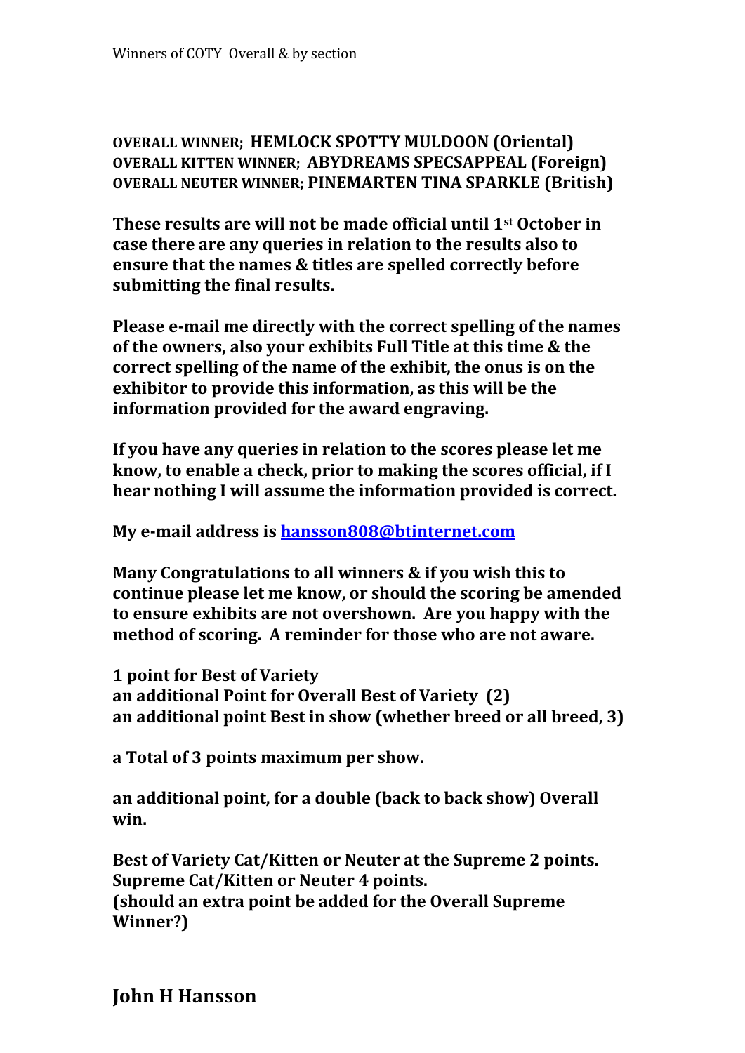Winners of COTY Overall & by section

**OVERALL WINNER; HEMLOCK SPOTTY MULDOON (Oriental)**
**OVERALL KITTEN WINNER; ABYDREAMS SPECSAPPEAL (Foreign)**
**OVERALL NEUTER WINNER; PINEMARTEN TINA SPARKLE (British)**

**These results are will not be made official until 1st October in case there are any queries in relation to the results also to ensure that the names & titles are spelled correctly before submitting the final results.**

**Please e-mail me directly with the correct spelling of the names of the owners, also your exhibits Full Title at this time & the correct spelling of the name of the exhibit, the onus is on the exhibitor to provide this information, as this will be the information provided for the award engraving.**

**If you have any queries in relation to the scores please let me know, to enable a check, prior to making the scores official, if I hear nothing I will assume the information provided is correct.**

**My e-mail address is [hansson808@btinternet.com](mailto:hansson808@btinternet.com)**

**Many Congratulations to all winners & if you wish this to continue please let me know, or should the scoring be amended to ensure exhibits are not overshown. Are you happy with the method of scoring. A reminder for those who are not aware.**

**1 point for Best of Variety**
**an additional Point for Overall Best of Variety (2)**
**an additional point Best in show (whether breed or all breed, 3)**

**a Total of 3 points maximum per show.**

**an additional point, for a double (back to back show) Overall win.**

**Best of Variety Cat/Kitten or Neuter at the Supreme 2 points.**
**Supreme Cat/Kitten or Neuter 4 points.**
**(should an extra point be added for the Overall Supreme Winner?)**

**John H Hansson**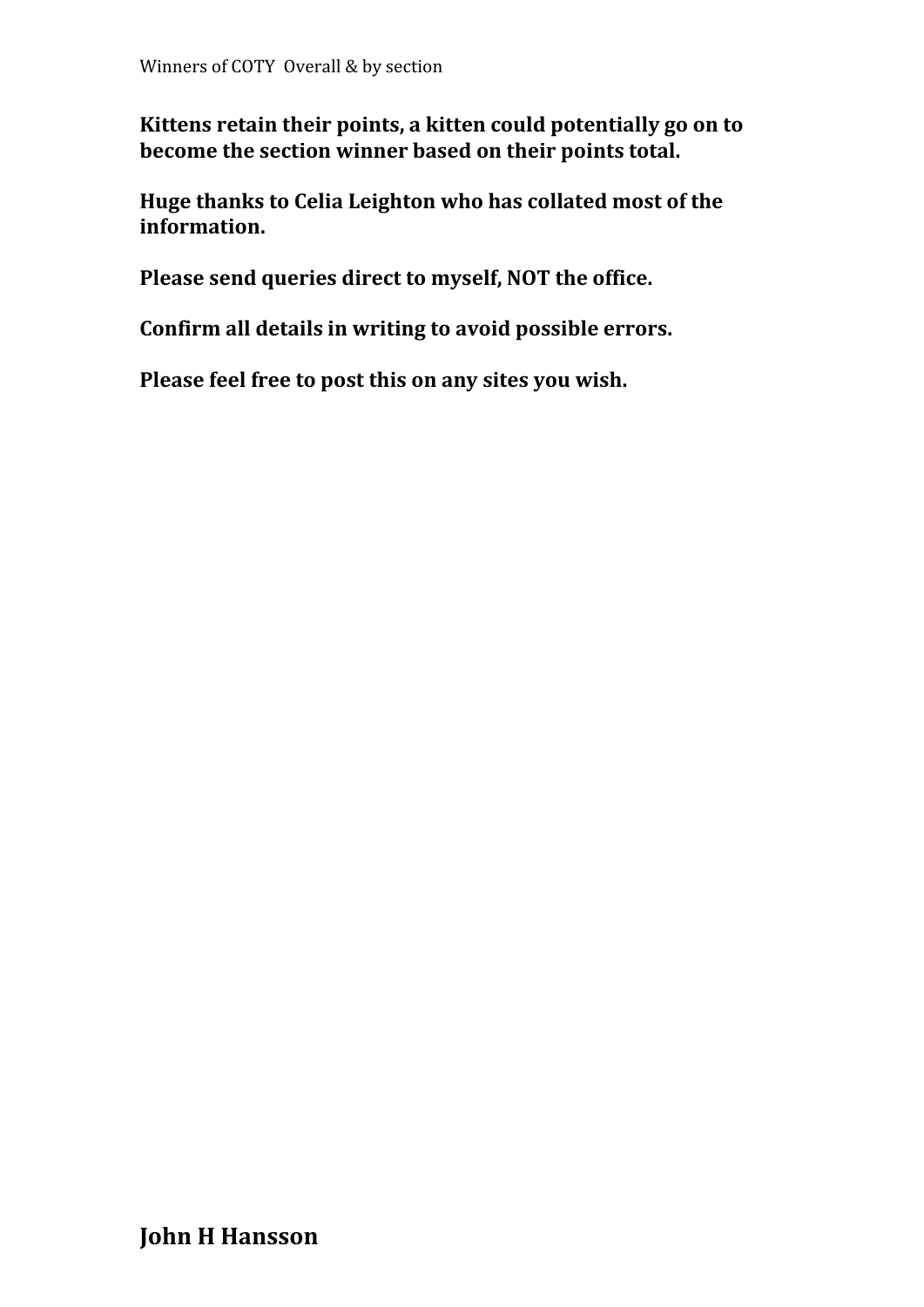**Kittens retain their points, a kitten could potentially go on to become the section winner based on their points total.**

**Huge thanks to Celia Leighton who has collated most of the information.**

**Please send queries direct to myself, NOT the office.**

**Confirm all details in writing to avoid possible errors.**

**Please feel free to post this on any sites you wish.**

**John H Hansson**